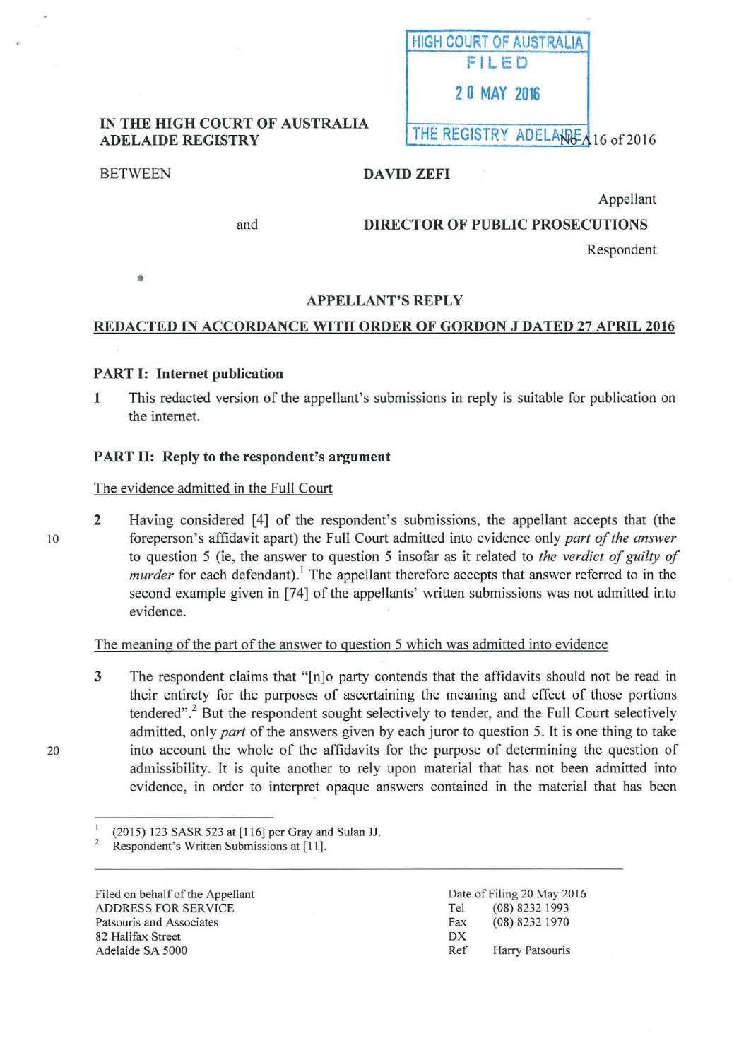HIGH COURT OF AUSTRALIA
FILED
20 MAY 2016
THE REGISTRY ADELAIDE

**IN THE HIGH COURT OF AUSTRALIA**
**ADELAIDE REGISTRY**

No A16 of 2016

BETWEEN **DAVID ZEFI**

Appellant

and **DIRECTOR OF PUBLIC PROSECUTIONS**

Respondent

## APPELLANT'S REPLY

**REDACTED IN ACCORDANCE WITH ORDER OF GORDON J DATED 27 APRIL 2016**

### PART I: Internet publication

1 This redacted version of the appellant's submissions in reply is suitable for publication on the internet.

### PART II: Reply to the respondent's argument

The evidence admitted in the Full Court

2 Having considered [4] of the respondent's submissions, the appellant accepts that (the foreperson's affidavit apart) the Full Court admitted into evidence only *part of the answer* to question 5 (ie, the answer to question 5 insofar as it related to *the verdict of guilty of murder* for each defendant).[1] The appellant therefore accepts that answer referred to in the second example given in [74] of the appellants' written submissions was not admitted into evidence.

The meaning of the part of the answer to question 5 which was admitted into evidence

3 The respondent claims that "[n]o party contends that the affidavits should not be read in their entirety for the purposes of ascertaining the meaning and effect of those portions tendered".[2] But the respondent sought selectively to tender, and the Full Court selectively admitted, only *part* of the answers given by each juror to question 5. It is one thing to take into account the whole of the affidavits for the purpose of determining the question of admissibility. It is quite another to rely upon material that has not been admitted into evidence, in order to interpret opaque answers contained in the material that has been

[1] (2015) 123 SASR 523 at [116] per Gray and Sulan JJ.
[2] Respondent's Written Submissions at [11].

Filed on behalf of the Appellant
ADDRESS FOR SERVICE
Patsouris and Associates
82 Halifax Street
Adelaide SA 5000

Date of Filing 20 May 2016
Tel (08) 8232 1993
Fax (08) 8232 1970
DX
Ref Harry Patsouris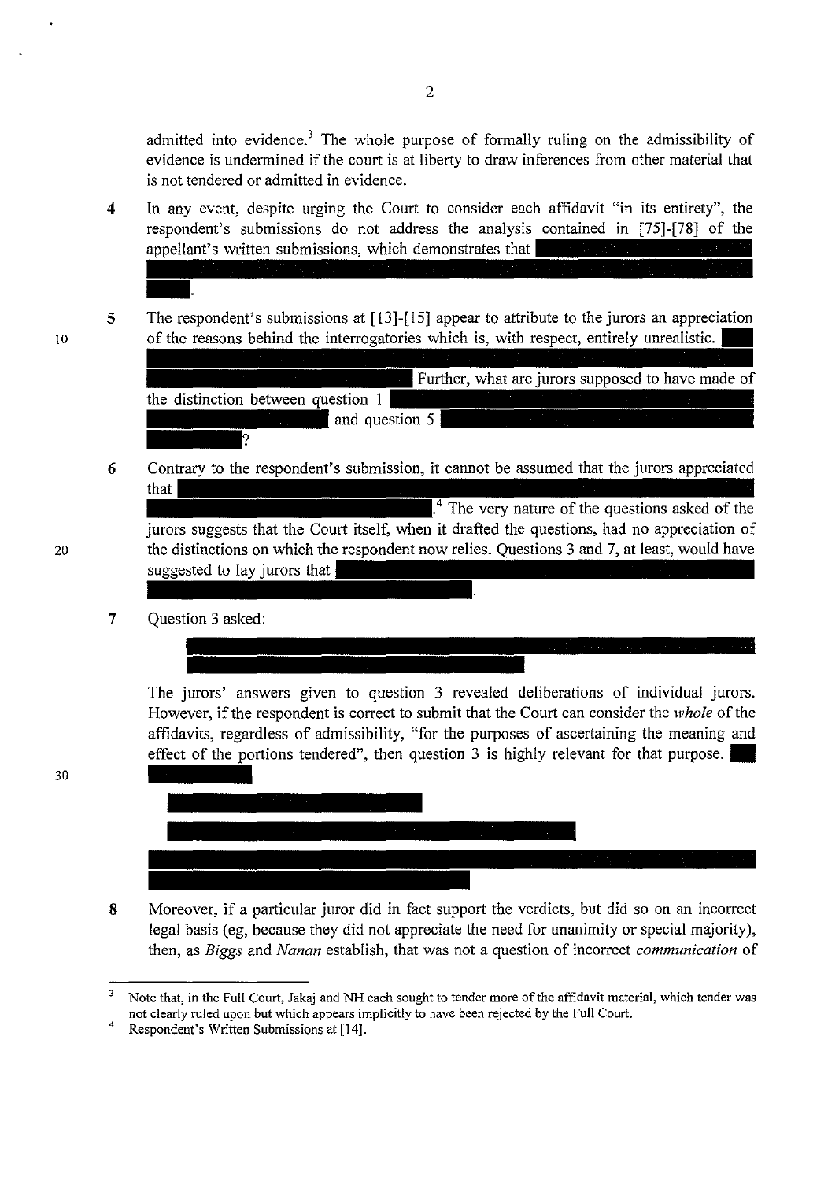admitted into evidence.[3] The whole purpose of formally ruling on the admissibility of evidence is undermined if the court is at liberty to draw inferences from other material that is not tendered or admitted in evidence.

4 In any event, despite urging the Court to consider each affidavit "in its entirety", the respondent's submissions do not address the analysis contained in [75]-[78] of the appellant's written submissions, which demonstrates that ██████████████████████████████████████████████.

5 The respondent's submissions at [13]-[15] appear to attribute to the jurors an appreciation of the reasons behind the interrogatories which is, with respect, entirely unrealistic. ██████████████████████████████████████████ Further, what are jurors supposed to have made of the distinction between question 1 ██████████████████ and question 5 ██████████████████?

6 Contrary to the respondent's submission, it cannot be assumed that the jurors appreciated that ██████████████████████████████████████████.[4] The very nature of the questions asked of the jurors suggests that the Court itself, when it drafted the questions, had no appreciation of the distinctions on which the respondent now relies. Questions 3 and 7, at least, would have suggested to lay jurors that ██████████████████████████████████████████.

7 Question 3 asked:

> ██████████████████████████████████████████

The jurors' answers given to question 3 revealed deliberations of individual jurors. However, if the respondent is correct to submit that the Court can consider the *whole* of the affidavits, regardless of admissibility, "for the purposes of ascertaining the meaning and effect of the portions tendered", then question 3 is highly relevant for that purpose. ██████████

> ██████████████████
>
> ██████████████████████████
>
> ██████████████████████████████████████████

8 Moreover, if a particular juror did in fact support the verdicts, but did so on an incorrect legal basis (eg, because they did not appreciate the need for unanimity or special majority), then, as *Biggs* and *Nanan* establish, that was not a question of incorrect *communication* of

---

[3] Note that, in the Full Court, Jakaj and NH each sought to tender more of the affidavit material, which tender was not clearly ruled upon but which appears implicitly to have been rejected by the Full Court.

[4] Respondent's Written Submissions at [14].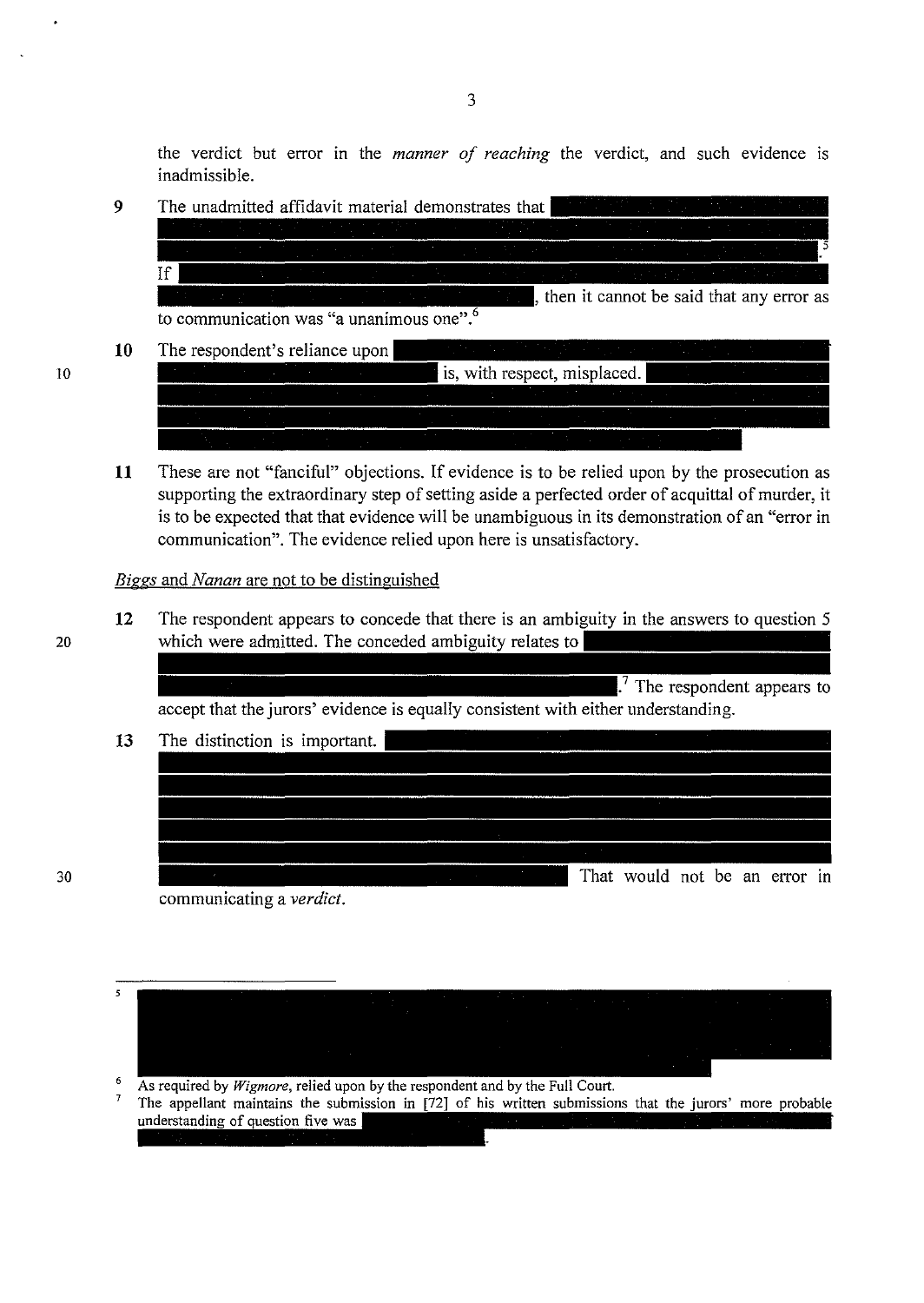the verdict but error in the *manner of reaching* the verdict, and such evidence is inadmissible.

9 The unadmitted affidavit material demonstrates that ██████████████████████████ ████████████████████████████████████████████████████████████████████████.[5] If ████████████████████████████████████████████████████████████████ ████████████████████████████████, then it cannot be said that any error as to communication was "a unanimous one".[6]

10 The respondent's reliance upon ████████████████████████████████████████████ ████████████████████████████ is, with respect, misplaced. ██████████████████ ████████████████████████████████████████████████████████████████████████ ████████████████████████████████████████████████████████████████████████

11 These are not "fanciful" objections. If evidence is to be relied upon by the prosecution as supporting the extraordinary step of setting aside a perfected order of acquittal of murder, it is to be expected that that evidence will be unambiguous in its demonstration of an "error in communication". The evidence relied upon here is unsatisfactory.

<u>*Biggs* and *Nanan* are not to be distinguished</u>

12 The respondent appears to concede that there is an ambiguity in the answers to question 5 which were admitted. The conceded ambiguity relates to ████████████████████████ ████████████████████████████████████████████████████████████████████████ ████████████████████████████████████████████.[7] The respondent appears to accept that the jurors' evidence is equally consistent with either understanding.

13 The distinction is important. ████████████████████████████████████████████ ████████████████████████████████████████████████████████████████████████ ████████████████████████████████████████████████████████████████████████ ████████████████████████████████████████████████████████████████████████ ████████████████████████████████████████████████ That would not be an error in communicating a *verdict*.

---

[5] ████████████████████████████████████████████████████████████████████████

[6] As required by *Wigmore*, relied upon by the respondent and by the Full Court.

[7] The appellant maintains the submission in [72] of his written submissions that the jurors' more probable understanding of question five was ████████████████████████████████████████.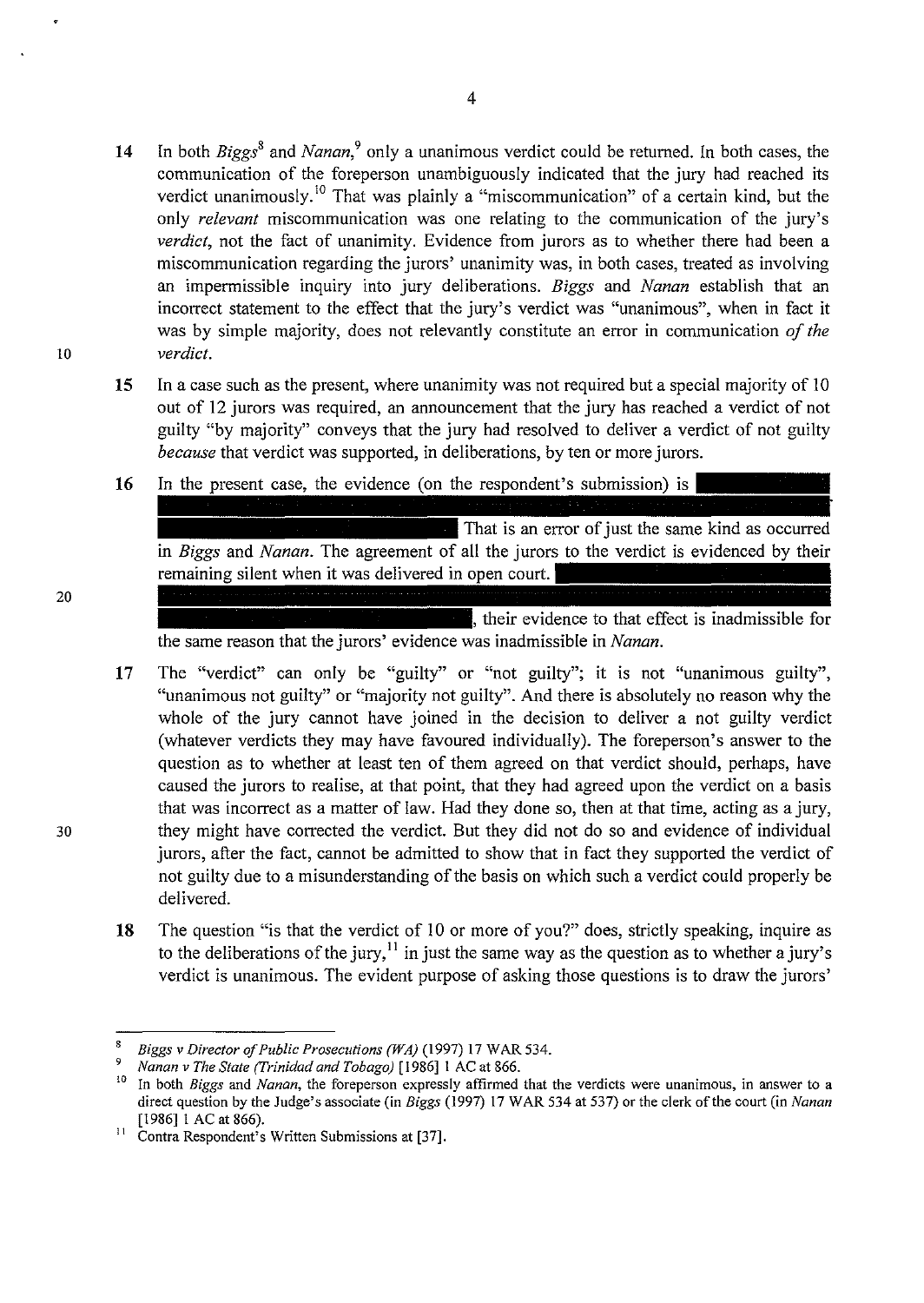14 In both *Biggs*[8] and *Nanan*,[9] only a unanimous verdict could be returned. In both cases, the communication of the foreperson unambiguously indicated that the jury had reached its verdict unanimously.[10] That was plainly a "miscommunication" of a certain kind, but the only *relevant* miscommunication was one relating to the communication of the jury's *verdict*, not the fact of unanimity. Evidence from jurors as to whether there had been a miscommunication regarding the jurors' unanimity was, in both cases, treated as involving an impermissible inquiry into jury deliberations. *Biggs* and *Nanan* establish that an incorrect statement to the effect that the jury's verdict was "unanimous", when in fact it was by simple majority, does not relevantly constitute an error in communication *of the verdict*.

15 In a case such as the present, where unanimity was not required but a special majority of 10 out of 12 jurors was required, an announcement that the jury has reached a verdict of not guilty "by majority" conveys that the jury had resolved to deliver a verdict of not guilty *because* that verdict was supported, in deliberations, by ten or more jurors.

16 In the present case, the evidence (on the respondent's submission) is [redacted] That is an error of just the same kind as occurred in *Biggs* and *Nanan*. The agreement of all the jurors to the verdict is evidenced by their remaining silent when it was delivered in open court. [redacted], their evidence to that effect is inadmissible for the same reason that the jurors' evidence was inadmissible in *Nanan*.

17 The "verdict" can only be "guilty" or "not guilty"; it is not "unanimous guilty", "unanimous not guilty" or "majority not guilty". And there is absolutely no reason why the whole of the jury cannot have joined in the decision to deliver a not guilty verdict (whatever verdicts they may have favoured individually). The foreperson's answer to the question as to whether at least ten of them agreed on that verdict should, perhaps, have caused the jurors to realise, at that point, that they had agreed upon the verdict on a basis that was incorrect as a matter of law. Had they done so, then at that time, acting as a jury, they might have corrected the verdict. But they did not do so and evidence of individual jurors, after the fact, cannot be admitted to show that in fact they supported the verdict of not guilty due to a misunderstanding of the basis on which such a verdict could properly be delivered.

18 The question "is that the verdict of 10 or more of you?" does, strictly speaking, inquire as to the deliberations of the jury,[11] in just the same way as the question as to whether a jury's verdict is unanimous. The evident purpose of asking those questions is to draw the jurors'

---

[8] *Biggs v Director of Public Prosecutions (WA)* (1997) 17 WAR 534.

[9] *Nanan v The State (Trinidad and Tobago)* [1986] 1 AC at 866.

[10] In both *Biggs* and *Nanan*, the foreperson expressly affirmed that the verdicts were unanimous, in answer to a direct question by the Judge's associate (in *Biggs* (1997) 17 WAR 534 at 537) or the clerk of the court (in *Nanan* [1986] 1 AC at 866).

[11] Contra Respondent's Written Submissions at [37].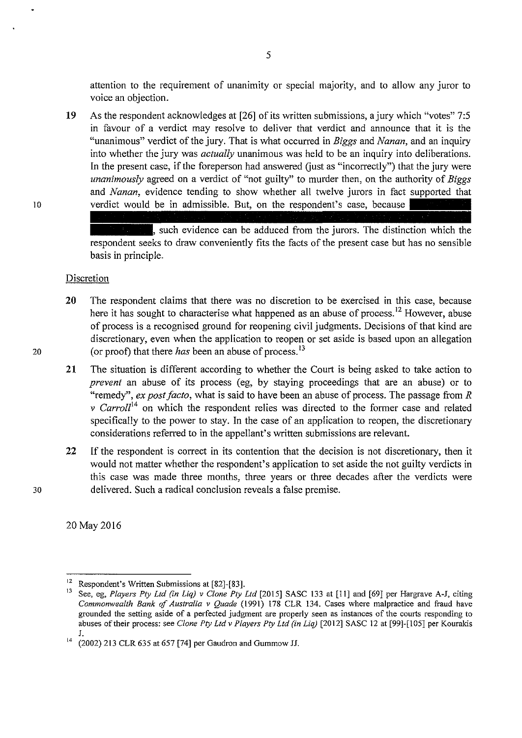attention to the requirement of unanimity or special majority, and to allow any juror to voice an objection.

19 As the respondent acknowledges at [26] of its written submissions, a jury which "votes" 7:5 in favour of a verdict may resolve to deliver that verdict and announce that it is the "unanimous" verdict of the jury. That is what occurred in *Biggs* and *Nanan*, and an inquiry into whether the jury was *actually* unanimous was held to be an inquiry into deliberations. In the present case, if the foreperson had answered (just as "incorrectly") that the jury were *unanimously* agreed on a verdict of "not guilty" to murder then, on the authority of *Biggs* and *Nanan*, evidence tending to show whether all twelve jurors in fact supported that verdict would be in admissible. But, on the respondent's case, because [REDACTED], such evidence can be adduced from the jurors. The distinction which the respondent seeks to draw conveniently fits the facts of the present case but has no sensible basis in principle.

## Discretion

20 The respondent claims that there was no discretion to be exercised in this case, because here it has sought to characterise what happened as an abuse of process.[12] However, abuse of process is a recognised ground for reopening civil judgments. Decisions of that kind are discretionary, even when the application to reopen or set aside is based upon an allegation (or proof) that there *has* been an abuse of process.[13]

21 The situation is different according to whether the Court is being asked to take action to *prevent* an abuse of its process (eg, by staying proceedings that are an abuse) or to "remedy", *ex post facto*, what is said to have been an abuse of process. The passage from *R v Carroll*[14] on which the respondent relies was directed to the former case and related specifically to the power to stay. In the case of an application to reopen, the discretionary considerations referred to in the appellant's written submissions are relevant.

22 If the respondent is correct in its contention that the decision is not discretionary, then it would not matter whether the respondent's application to set aside the not guilty verdicts in this case was made three months, three years or three decades after the verdicts were delivered. Such a radical conclusion reveals a false premise.

20 May 2016

---

[12] Respondent's Written Submissions at [82]-[83].

[13] See, eg, *Players Pty Ltd (in Liq) v Clone Pty Ltd* [2015] SASC 133 at [11] and [69] per Hargrave A-J, citing *Commonwealth Bank of Australia v Quade* (1991) 178 CLR 134. Cases where malpractice and fraud have grounded the setting aside of a perfected judgment are properly seen as instances of the courts responding to abuses of their process: see *Clone Pty Ltd v Players Pty Ltd (in Liq)* [2012] SASC 12 at [99]-[105] per Kourakis J.

[14] (2002) 213 CLR 635 at 657 [74] per Gaudron and Gummow JJ.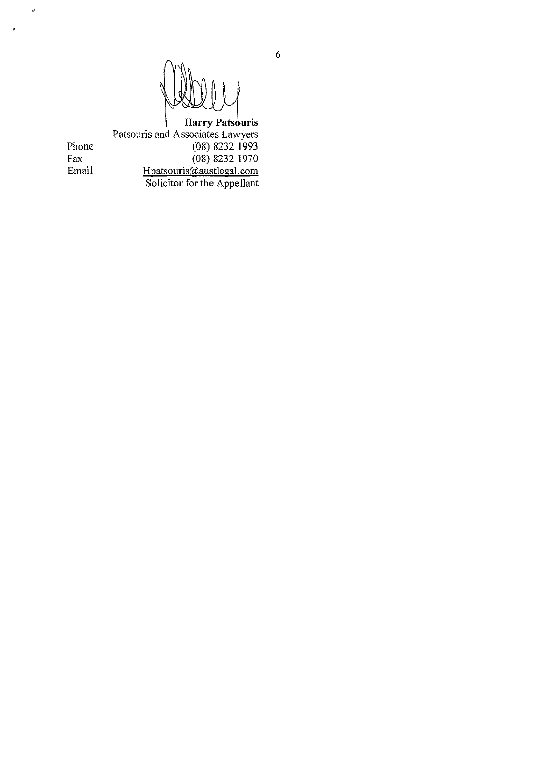**Harry Patsouris**

Patsouris and Associates Lawyers

Phone (08) 8232 1993

Fax (08) 8232 1970

Email Hpatsouris@austlegal.com

Solicitor for the Appellant